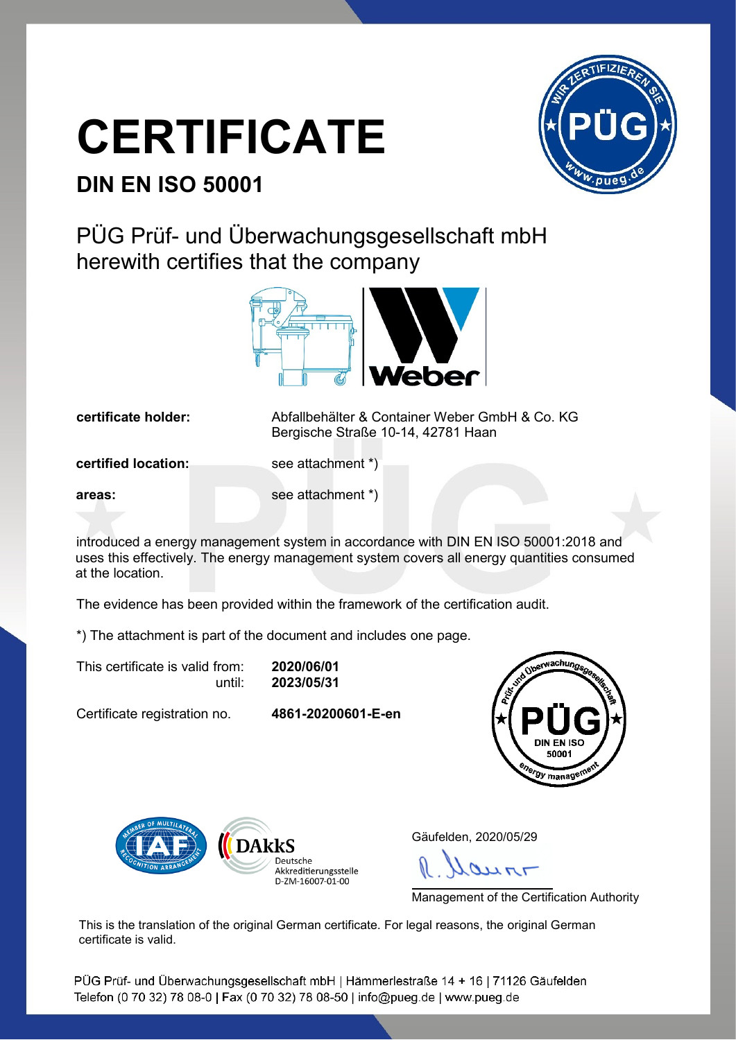# CERTIFICATE

## DIN EN ISO 50001

PÜG Prüf- und Überwachungsgesellschaft mbH
herewith certifies that the company

| | |
|---|---|
| **certificate holder:** | Abfallbehälter & Container Weber GmbH & Co. KG<br>Bergische Straße 10-14, 42781 Haan |
| **certified location:** | see attachment *) |
| **areas:** | see attachment *) |

introduced a energy management system in accordance with DIN EN ISO 50001:2018 and uses this effectively. The energy management system covers all energy quantities consumed at the location.

The evidence has been provided within the framework of the certification audit.

*) The attachment is part of the document and includes one page.

This certificate is valid from: **2020/06/01**
until: **2023/05/31**

Certificate registration no. **4861-20200601-E-en**

DAkkS Deutsche Akkreditierungsstelle D-ZM-16007-01-00

Gäufelden, 2020/05/29

Management of the Certification Authority

This is the translation of the original German certificate. For legal reasons, the original German certificate is valid.

PÜG Prüf- und Überwachungsgesellschaft mbH | Hämmerlestraße 14 + 16 | 71126 Gäufelden
Telefon (0 70 32) 78 08-0 | Fax (0 70 32) 78 08-50 | info@pueg.de | www.pueg.de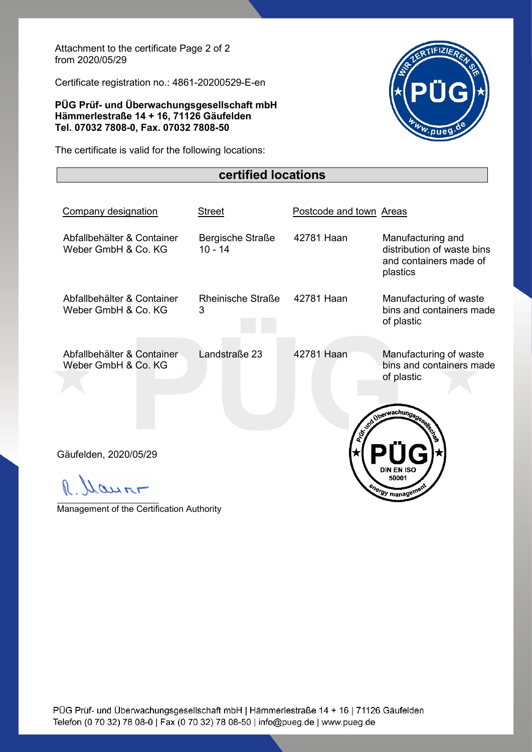Attachment to the certificate Page 2 of 2
from 2020/05/29

Certificate registration no.: 4861-20200529-E-en

**PÜG Prüf- und Überwachungsgesellschaft mbH**
**Hämmerlestraße 14 + 16, 71126 Gäufelden**
**Tel. 07032 7808-0, Fax. 07032 7808-50**

The certificate is valid for the following locations:

## certified locations

| Company designation | Street | Postcode and town | Areas |
|---|---|---|---|
| Abfallbehälter & Container Weber GmbH & Co. KG | Bergische Straße 10 - 14 | 42781 Haan | Manufacturing and distribution of waste bins and containers made of plastics |
| Abfallbehälter & Container Weber GmbH & Co. KG | Rheinische Straße 3 | 42781 Haan | Manufacturing of waste bins and containers made of plastic |
| Abfallbehälter & Container Weber GmbH & Co. KG | Landstraße 23 | 42781 Haan | Manufacturing of waste bins and containers made of plastic |

Gäufelden, 2020/05/29

Management of the Certification Authority

PÜG Prüf- und Überwachungsgesellschaft DIN EN ISO 50001 energy management

PÜG Prüf- und Überwachungsgesellschaft mbH | Hämmerlestraße 14 + 16 | 71126 Gäufelden
Telefon (0 70 32) 78 08-0 | Fax (0 70 32) 78 08-50 | info@pueg.de | www.pueg.de